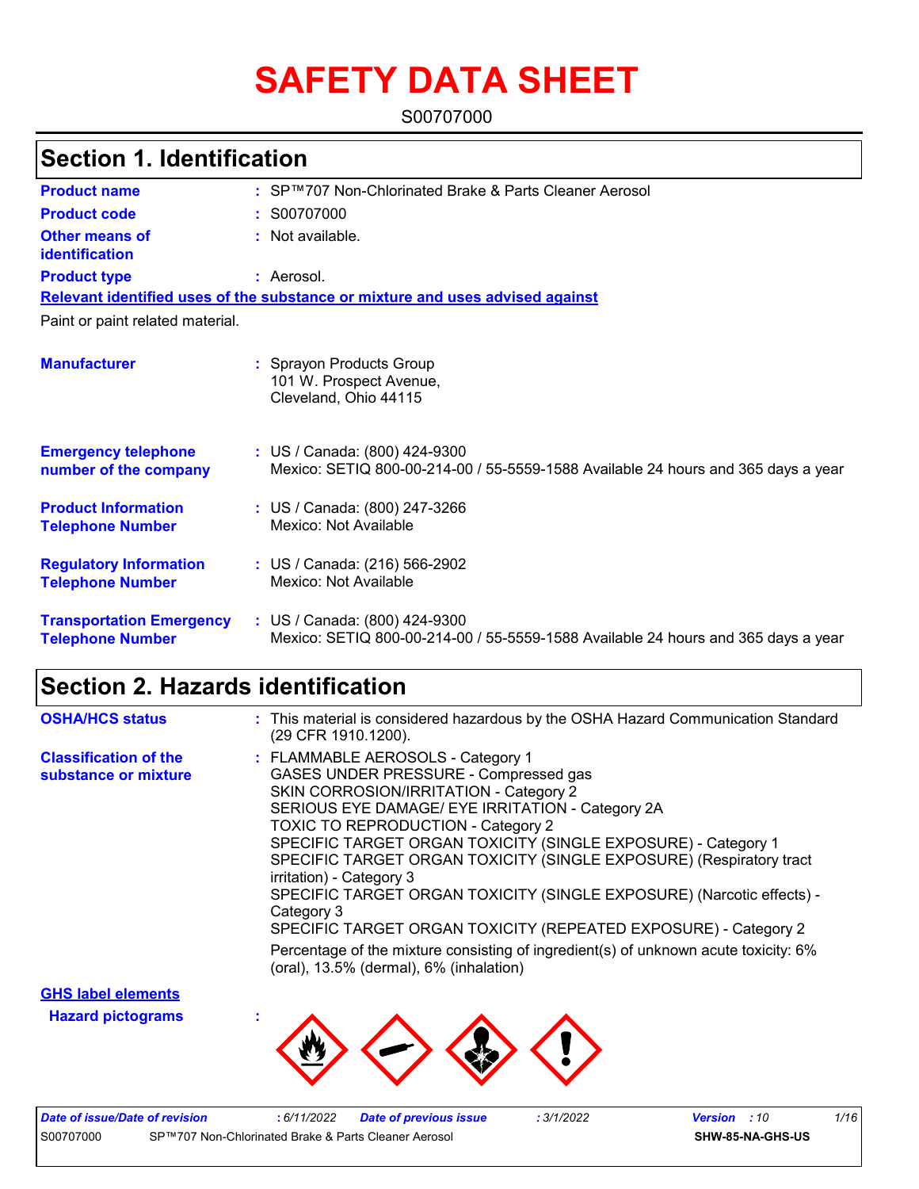# SAFETY DATA SHEET

S00707000

## Section 1. Identification

**Product name** : SP™707 Non-Chlorinated Brake & Parts Cleaner Aerosol

**Product code** : S00707000

**Other means of identification** : Not available.

**Product type** : Aerosol.

**Relevant identified uses of the substance or mixture and uses advised against**

Paint or paint related material.

**Manufacturer** : Sprayon Products Group
101 W. Prospect Avenue,
Cleveland, Ohio 44115

**Emergency telephone number of the company** : US / Canada: (800) 424-9300
Mexico: SETIQ 800-00-214-00 / 55-5559-1588 Available 24 hours and 365 days a year

**Product Information Telephone Number** : US / Canada: (800) 247-3266
Mexico: Not Available

**Regulatory Information Telephone Number** : US / Canada: (216) 566-2902
Mexico: Not Available

**Transportation Emergency Telephone Number** : US / Canada: (800) 424-9300
Mexico: SETIQ 800-00-214-00 / 55-5559-1588 Available 24 hours and 365 days a year

## Section 2. Hazards identification

**OSHA/HCS status** : This material is considered hazardous by the OSHA Hazard Communication Standard (29 CFR 1910.1200).

**Classification of the substance or mixture** : FLAMMABLE AEROSOLS - Category 1
GASES UNDER PRESSURE - Compressed gas
SKIN CORROSION/IRRITATION - Category 2
SERIOUS EYE DAMAGE/ EYE IRRITATION - Category 2A
TOXIC TO REPRODUCTION - Category 2
SPECIFIC TARGET ORGAN TOXICITY (SINGLE EXPOSURE) - Category 1
SPECIFIC TARGET ORGAN TOXICITY (SINGLE EXPOSURE) (Respiratory tract irritation) - Category 3
SPECIFIC TARGET ORGAN TOXICITY (SINGLE EXPOSURE) (Narcotic effects) - Category 3
SPECIFIC TARGET ORGAN TOXICITY (REPEATED EXPOSURE) - Category 2

Percentage of the mixture consisting of ingredient(s) of unknown acute toxicity: 6% (oral), 13.5% (dermal), 6% (inhalation)

**GHS label elements**

**Hazard pictograms** :

Date of issue/Date of revision : 6/11/2022 Date of previous issue : 3/1/2022 Version : 10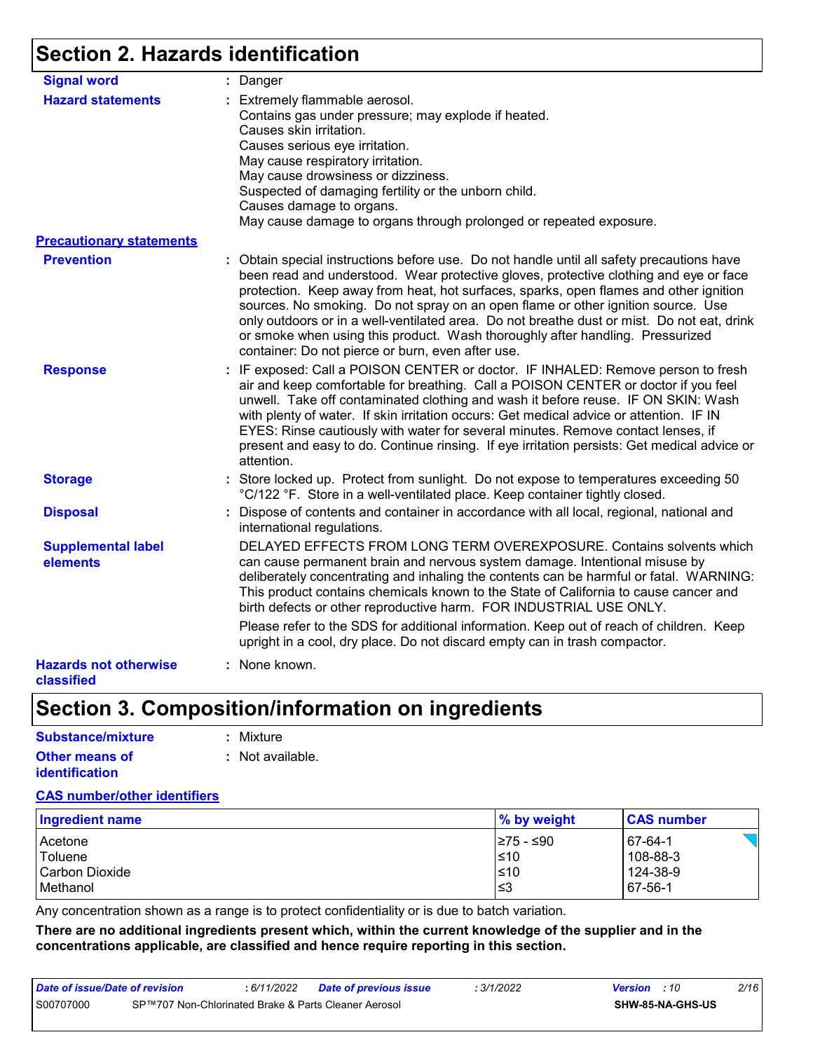## Section 2. Hazards identification

**Signal word** : Danger

**Hazard statements** : Extremely flammable aerosol.
Contains gas under pressure; may explode if heated.
Causes skin irritation.
Causes serious eye irritation.
May cause respiratory irritation.
May cause drowsiness or dizziness.
Suspected of damaging fertility or the unborn child.
Causes damage to organs.
May cause damage to organs through prolonged or repeated exposure.

**Precautionary statements**

**Prevention** : Obtain special instructions before use. Do not handle until all safety precautions have been read and understood. Wear protective gloves, protective clothing and eye or face protection. Keep away from heat, hot surfaces, sparks, open flames and other ignition sources. No smoking. Do not spray on an open flame or other ignition source. Use only outdoors or in a well-ventilated area. Do not breathe dust or mist. Do not eat, drink or smoke when using this product. Wash thoroughly after handling. Pressurized container: Do not pierce or burn, even after use.

**Response** : IF exposed: Call a POISON CENTER or doctor. IF INHALED: Remove person to fresh air and keep comfortable for breathing. Call a POISON CENTER or doctor if you feel unwell. Take off contaminated clothing and wash it before reuse. IF ON SKIN: Wash with plenty of water. If skin irritation occurs: Get medical advice or attention. IF IN EYES: Rinse cautiously with water for several minutes. Remove contact lenses, if present and easy to do. Continue rinsing. If eye irritation persists: Get medical advice or attention.

**Storage** : Store locked up. Protect from sunlight. Do not expose to temperatures exceeding 50 °C/122 °F. Store in a well-ventilated place. Keep container tightly closed.

**Disposal** : Dispose of contents and container in accordance with all local, regional, national and international regulations.

**Supplemental label elements** : DELAYED EFFECTS FROM LONG TERM OVEREXPOSURE. Contains solvents which can cause permanent brain and nervous system damage. Intentional misuse by deliberately concentrating and inhaling the contents can be harmful or fatal. WARNING: This product contains chemicals known to the State of California to cause cancer and birth defects or other reproductive harm. FOR INDUSTRIAL USE ONLY.

Please refer to the SDS for additional information. Keep out of reach of children. Keep upright in a cool, dry place. Do not discard empty can in trash compactor.

**Hazards not otherwise classified** : None known.

## Section 3. Composition/information on ingredients

**Substance/mixture** : Mixture

**Other means of identification** : Not available.

**CAS number/other identifiers**

| Ingredient name | % by weight | CAS number |
| --- | --- | --- |
| Acetone | ≥75 - ≤90 | 67-64-1 |
| Toluene | ≤10 | 108-88-3 |
| Carbon Dioxide | ≤10 | 124-38-9 |
| Methanol | ≤3 | 67-56-1 |

Any concentration shown as a range is to protect confidentiality or is due to batch variation.

**There are no additional ingredients present which, within the current knowledge of the supplier and in the concentrations applicable, are classified and hence require reporting in this section.**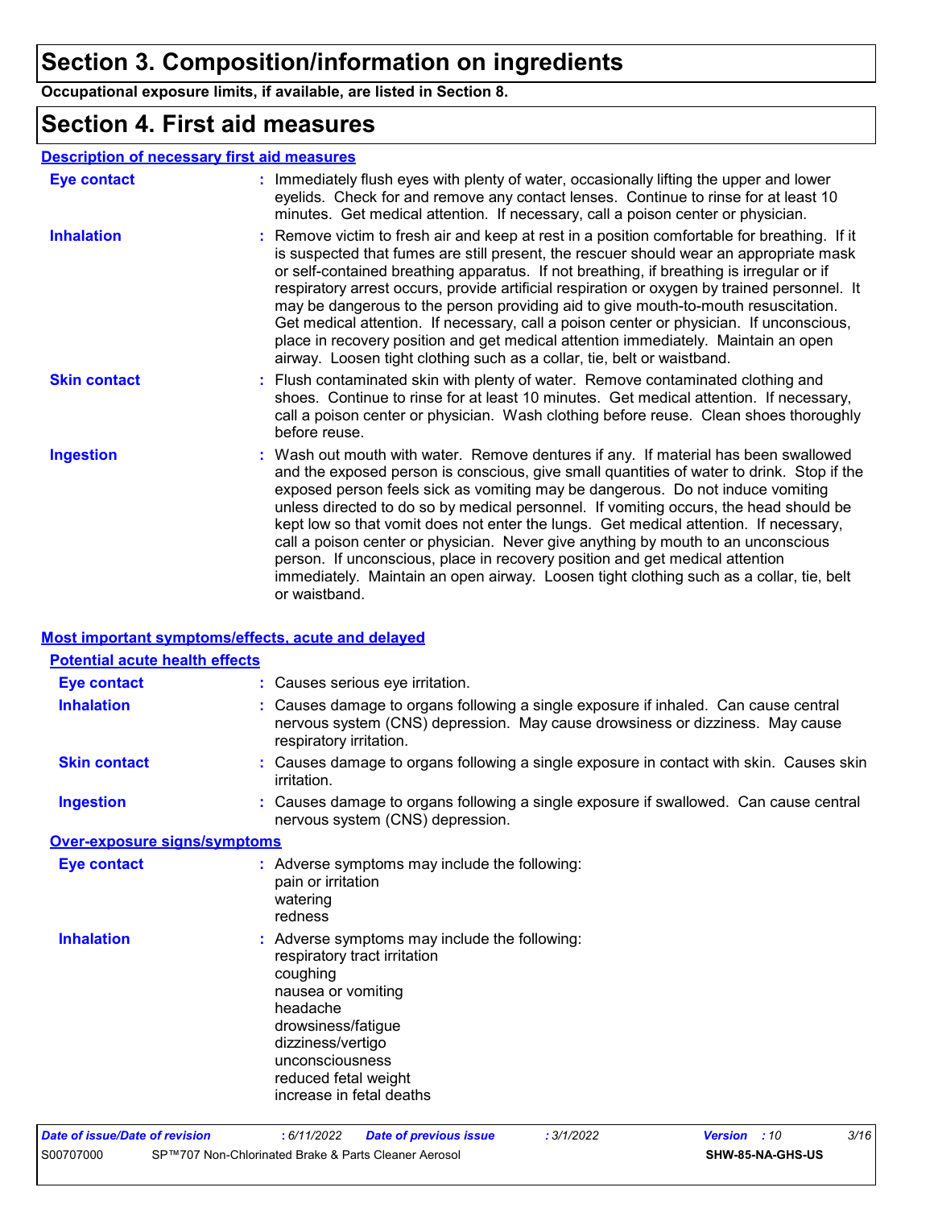# Section 3. Composition/information on ingredients

**Occupational exposure limits, if available, are listed in Section 8.**

# Section 4. First aid measures

## Description of necessary first aid measures

| | |
|---|---|
| **Eye contact** | : Immediately flush eyes with plenty of water, occasionally lifting the upper and lower eyelids. Check for and remove any contact lenses. Continue to rinse for at least 10 minutes. Get medical attention. If necessary, call a poison center or physician. |
| **Inhalation** | : Remove victim to fresh air and keep at rest in a position comfortable for breathing. If it is suspected that fumes are still present, the rescuer should wear an appropriate mask or self-contained breathing apparatus. If not breathing, if breathing is irregular or if respiratory arrest occurs, provide artificial respiration or oxygen by trained personnel. It may be dangerous to the person providing aid to give mouth-to-mouth resuscitation. Get medical attention. If necessary, call a poison center or physician. If unconscious, place in recovery position and get medical attention immediately. Maintain an open airway. Loosen tight clothing such as a collar, tie, belt or waistband. |
| **Skin contact** | : Flush contaminated skin with plenty of water. Remove contaminated clothing and shoes. Continue to rinse for at least 10 minutes. Get medical attention. If necessary, call a poison center or physician. Wash clothing before reuse. Clean shoes thoroughly before reuse. |
| **Ingestion** | : Wash out mouth with water. Remove dentures if any. If material has been swallowed and the exposed person is conscious, give small quantities of water to drink. Stop if the exposed person feels sick as vomiting may be dangerous. Do not induce vomiting unless directed to do so by medical personnel. If vomiting occurs, the head should be kept low so that vomit does not enter the lungs. Get medical attention. If necessary, call a poison center or physician. Never give anything by mouth to an unconscious person. If unconscious, place in recovery position and get medical attention immediately. Maintain an open airway. Loosen tight clothing such as a collar, tie, belt or waistband. |

## Most important symptoms/effects, acute and delayed

### Potential acute health effects

| | |
|---|---|
| **Eye contact** | : Causes serious eye irritation. |
| **Inhalation** | : Causes damage to organs following a single exposure if inhaled. Can cause central nervous system (CNS) depression. May cause drowsiness or dizziness. May cause respiratory irritation. |
| **Skin contact** | : Causes damage to organs following a single exposure in contact with skin. Causes skin irritation. |
| **Ingestion** | : Causes damage to organs following a single exposure if swallowed. Can cause central nervous system (CNS) depression. |

### Over-exposure signs/symptoms

| | |
|---|---|
| **Eye contact** | : Adverse symptoms may include the following:<br>pain or irritation<br>watering<br>redness |
| **Inhalation** | : Adverse symptoms may include the following:<br>respiratory tract irritation<br>coughing<br>nausea or vomiting<br>headache<br>drowsiness/fatigue<br>dizziness/vertigo<br>unconsciousness<br>reduced fetal weight<br>increase in fetal deaths |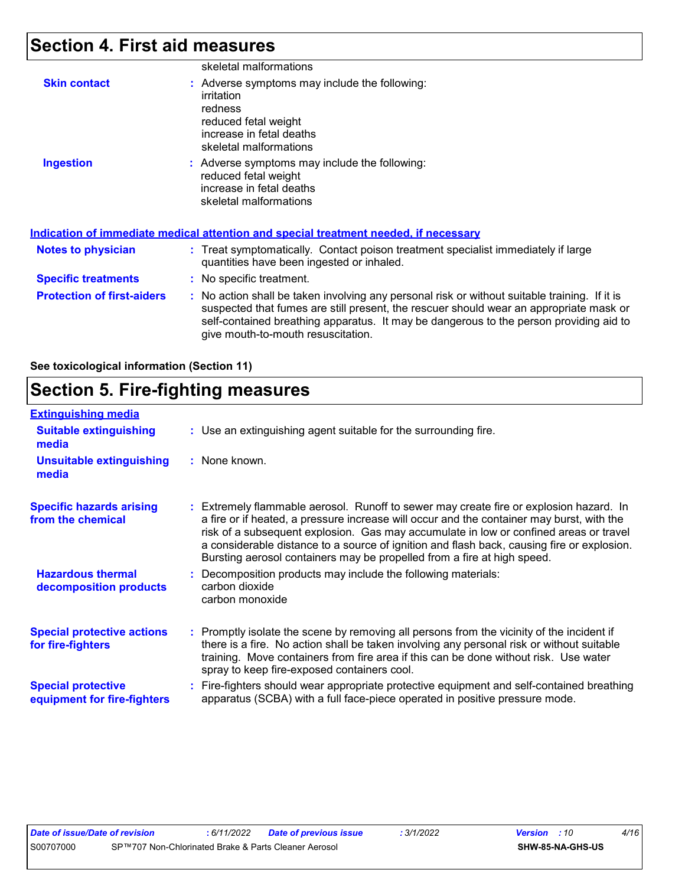## Section 4. First aid measures

skeletal malformations

| | |
|---|---|
| **Skin contact** | : Adverse symptoms may include the following:<br>irritation<br>redness<br>reduced fetal weight<br>increase in fetal deaths<br>skeletal malformations |
| **Ingestion** | : Adverse symptoms may include the following:<br>reduced fetal weight<br>increase in fetal deaths<br>skeletal malformations |

**Indication of immediate medical attention and special treatment needed, if necessary**

| | |
|---|---|
| **Notes to physician** | : Treat symptomatically. Contact poison treatment specialist immediately if large quantities have been ingested or inhaled. |
| **Specific treatments** | : No specific treatment. |
| **Protection of first-aiders** | : No action shall be taken involving any personal risk or without suitable training. If it is suspected that fumes are still present, the rescuer should wear an appropriate mask or self-contained breathing apparatus. It may be dangerous to the person providing aid to give mouth-to-mouth resuscitation. |

**See toxicological information (Section 11)**

## Section 5. Fire-fighting measures

**Extinguishing media**

| | |
|---|---|
| **Suitable extinguishing media** | : Use an extinguishing agent suitable for the surrounding fire. |
| **Unsuitable extinguishing media** | : None known. |
| **Specific hazards arising from the chemical** | : Extremely flammable aerosol. Runoff to sewer may create fire or explosion hazard. In a fire or if heated, a pressure increase will occur and the container may burst, with the risk of a subsequent explosion. Gas may accumulate in low or confined areas or travel a considerable distance to a source of ignition and flash back, causing fire or explosion. Bursting aerosol containers may be propelled from a fire at high speed. |
| **Hazardous thermal decomposition products** | : Decomposition products may include the following materials:<br>carbon dioxide<br>carbon monoxide |
| **Special protective actions for fire-fighters** | : Promptly isolate the scene by removing all persons from the vicinity of the incident if there is a fire. No action shall be taken involving any personal risk or without suitable training. Move containers from fire area if this can be done without risk. Use water spray to keep fire-exposed containers cool. |
| **Special protective equipment for fire-fighters** | : Fire-fighters should wear appropriate protective equipment and self-contained breathing apparatus (SCBA) with a full face-piece operated in positive pressure mode. |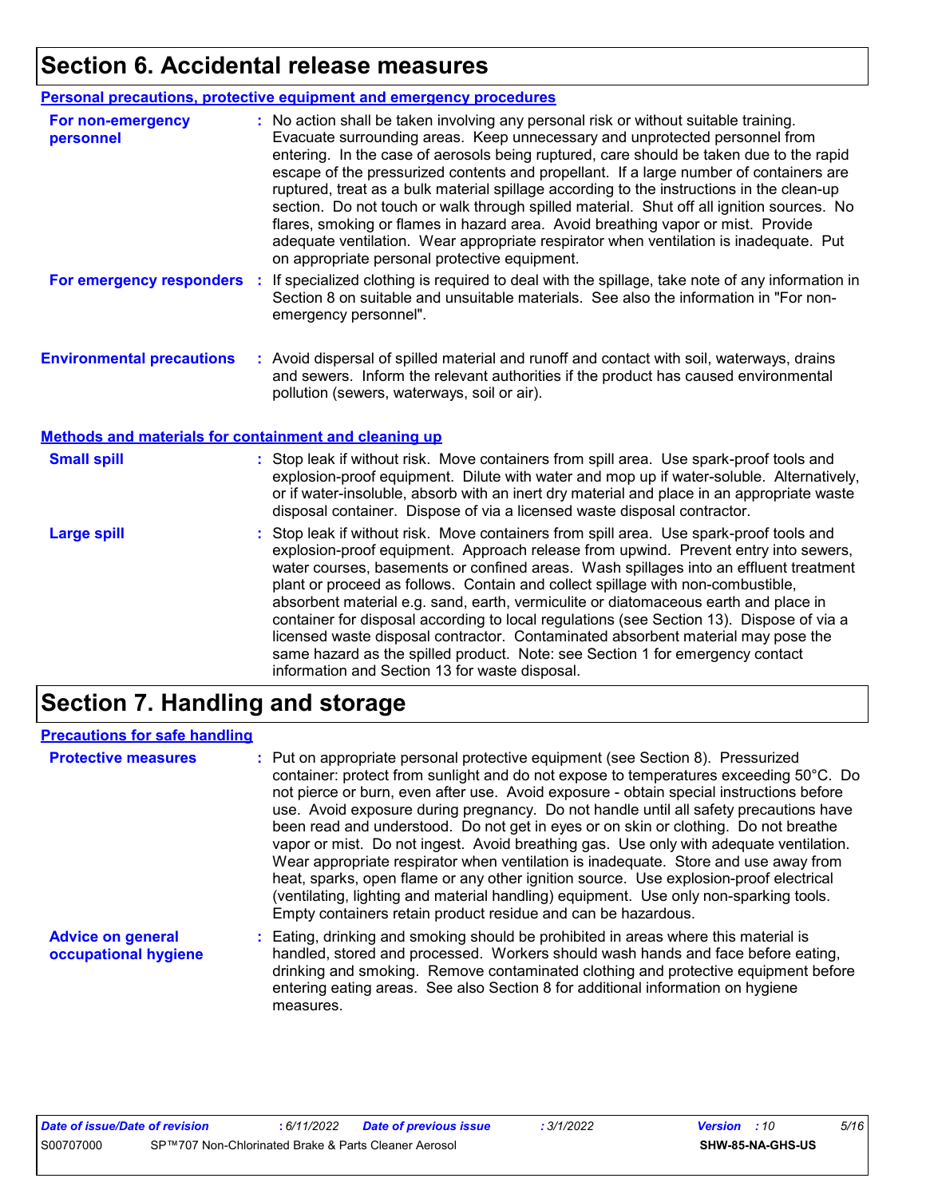# Section 6. Accidental release measures

## Personal precautions, protective equipment and emergency procedures

**For non-emergency personnel** : No action shall be taken involving any personal risk or without suitable training. Evacuate surrounding areas. Keep unnecessary and unprotected personnel from entering. In the case of aerosols being ruptured, care should be taken due to the rapid escape of the pressurized contents and propellant. If a large number of containers are ruptured, treat as a bulk material spillage according to the instructions in the clean-up section. Do not touch or walk through spilled material. Shut off all ignition sources. No flares, smoking or flames in hazard area. Avoid breathing vapor or mist. Provide adequate ventilation. Wear appropriate respirator when ventilation is inadequate. Put on appropriate personal protective equipment.

**For emergency responders** : If specialized clothing is required to deal with the spillage, take note of any information in Section 8 on suitable and unsuitable materials. See also the information in "For non-emergency personnel".

**Environmental precautions** : Avoid dispersal of spilled material and runoff and contact with soil, waterways, drains and sewers. Inform the relevant authorities if the product has caused environmental pollution (sewers, waterways, soil or air).

## Methods and materials for containment and cleaning up

**Small spill** : Stop leak if without risk. Move containers from spill area. Use spark-proof tools and explosion-proof equipment. Dilute with water and mop up if water-soluble. Alternatively, or if water-insoluble, absorb with an inert dry material and place in an appropriate waste disposal container. Dispose of via a licensed waste disposal contractor.

**Large spill** : Stop leak if without risk. Move containers from spill area. Use spark-proof tools and explosion-proof equipment. Approach release from upwind. Prevent entry into sewers, water courses, basements or confined areas. Wash spillages into an effluent treatment plant or proceed as follows. Contain and collect spillage with non-combustible, absorbent material e.g. sand, earth, vermiculite or diatomaceous earth and place in container for disposal according to local regulations (see Section 13). Dispose of via a licensed waste disposal contractor. Contaminated absorbent material may pose the same hazard as the spilled product. Note: see Section 1 for emergency contact information and Section 13 for waste disposal.

# Section 7. Handling and storage

## Precautions for safe handling

**Protective measures** : Put on appropriate personal protective equipment (see Section 8). Pressurized container: protect from sunlight and do not expose to temperatures exceeding 50°C. Do not pierce or burn, even after use. Avoid exposure - obtain special instructions before use. Avoid exposure during pregnancy. Do not handle until all safety precautions have been read and understood. Do not get in eyes or on skin or clothing. Do not breathe vapor or mist. Do not ingest. Avoid breathing gas. Use only with adequate ventilation. Wear appropriate respirator when ventilation is inadequate. Store and use away from heat, sparks, open flame or any other ignition source. Use explosion-proof electrical (ventilating, lighting and material handling) equipment. Use only non-sparking tools. Empty containers retain product residue and can be hazardous.

**Advice on general occupational hygiene** : Eating, drinking and smoking should be prohibited in areas where this material is handled, stored and processed. Workers should wash hands and face before eating, drinking and smoking. Remove contaminated clothing and protective equipment before entering eating areas. See also Section 8 for additional information on hygiene measures.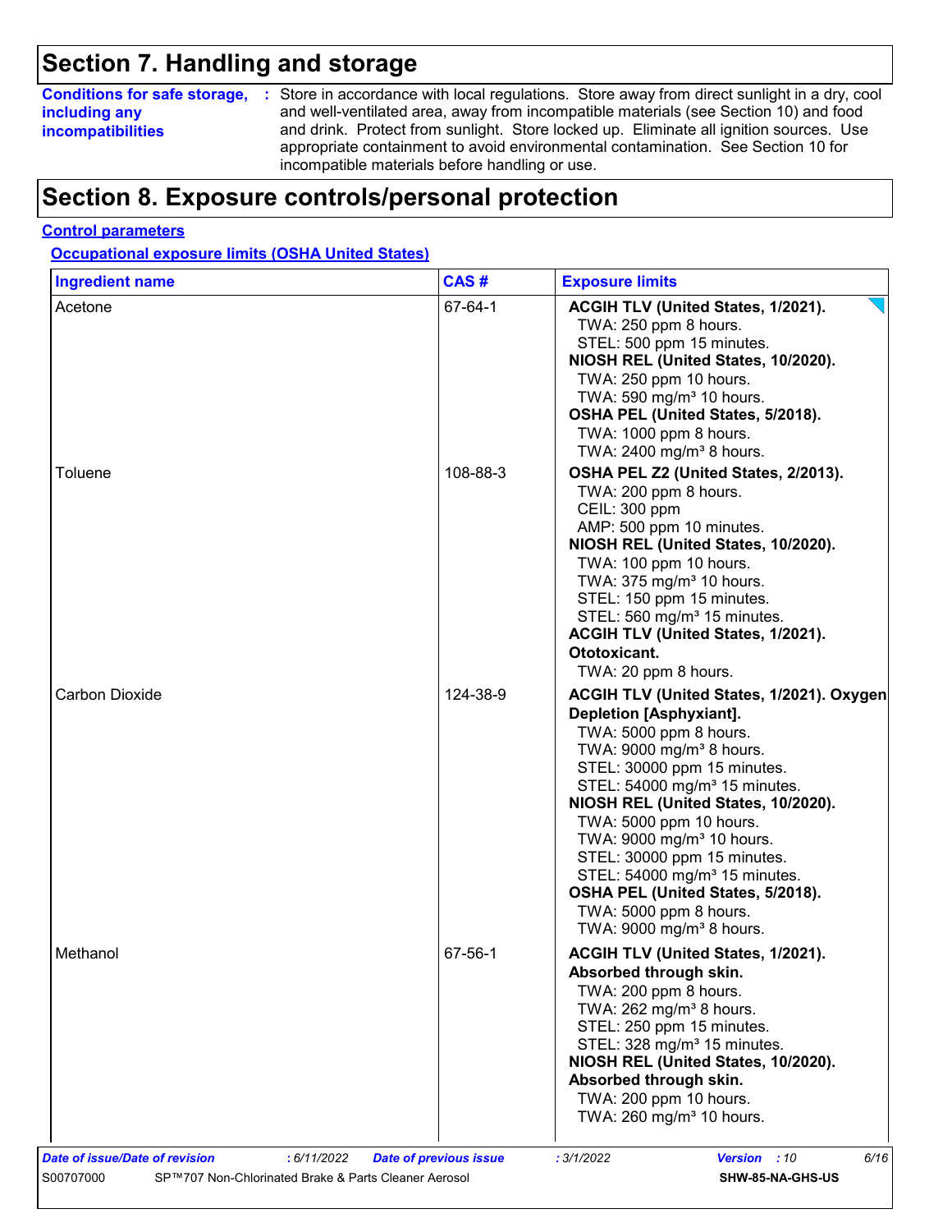# Section 7. Handling and storage

**Conditions for safe storage, including any incompatibilities** : Store in accordance with local regulations. Store away from direct sunlight in a dry, cool and well-ventilated area, away from incompatible materials (see Section 10) and food and drink. Protect from sunlight. Store locked up. Eliminate all ignition sources. Use appropriate containment to avoid environmental contamination. See Section 10 for incompatible materials before handling or use.

# Section 8. Exposure controls/personal protection

## Control parameters

### Occupational exposure limits (OSHA United States)

| Ingredient name | CAS # | Exposure limits |
|---|---|---|
| Acetone | 67-64-1 | **ACGIH TLV (United States, 1/2021).**<br>TWA: 250 ppm 8 hours.<br>STEL: 500 ppm 15 minutes.<br>**NIOSH REL (United States, 10/2020).**<br>TWA: 250 ppm 10 hours.<br>TWA: 590 mg/m³ 10 hours.<br>**OSHA PEL (United States, 5/2018).**<br>TWA: 1000 ppm 8 hours.<br>TWA: 2400 mg/m³ 8 hours. |
| Toluene | 108-88-3 | **OSHA PEL Z2 (United States, 2/2013).**<br>TWA: 200 ppm 8 hours.<br>CEIL: 300 ppm<br>AMP: 500 ppm 10 minutes.<br>**NIOSH REL (United States, 10/2020).**<br>TWA: 100 ppm 10 hours.<br>TWA: 375 mg/m³ 10 hours.<br>STEL: 150 ppm 15 minutes.<br>STEL: 560 mg/m³ 15 minutes.<br>**ACGIH TLV (United States, 1/2021). Ototoxicant.**<br>TWA: 20 ppm 8 hours. |
| Carbon Dioxide | 124-38-9 | **ACGIH TLV (United States, 1/2021). Oxygen Depletion [Asphyxiant].**<br>TWA: 5000 ppm 8 hours.<br>TWA: 9000 mg/m³ 8 hours.<br>STEL: 30000 ppm 15 minutes.<br>STEL: 54000 mg/m³ 15 minutes.<br>**NIOSH REL (United States, 10/2020).**<br>TWA: 5000 ppm 10 hours.<br>TWA: 9000 mg/m³ 10 hours.<br>STEL: 30000 ppm 15 minutes.<br>STEL: 54000 mg/m³ 15 minutes.<br>**OSHA PEL (United States, 5/2018).**<br>TWA: 5000 ppm 8 hours.<br>TWA: 9000 mg/m³ 8 hours. |
| Methanol | 67-56-1 | **ACGIH TLV (United States, 1/2021). Absorbed through skin.**<br>TWA: 200 ppm 8 hours.<br>TWA: 262 mg/m³ 8 hours.<br>STEL: 250 ppm 15 minutes.<br>STEL: 328 mg/m³ 15 minutes.<br>**NIOSH REL (United States, 10/2020). Absorbed through skin.**<br>TWA: 200 ppm 10 hours.<br>TWA: 260 mg/m³ 10 hours. |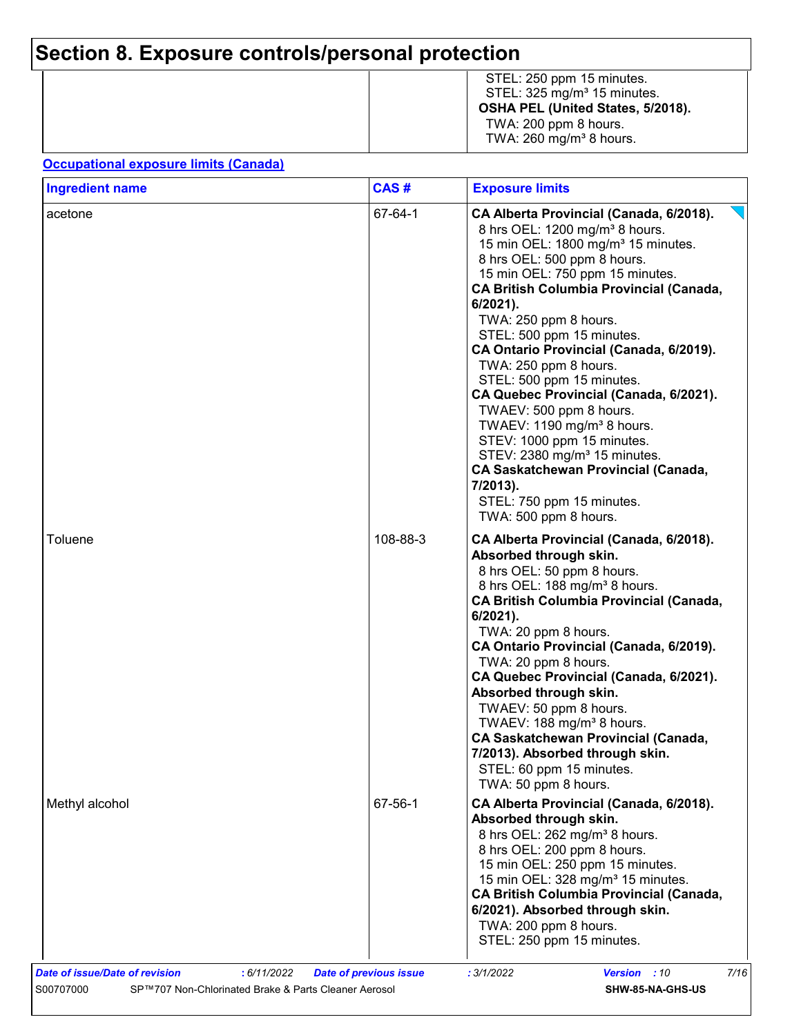# Section 8. Exposure controls/personal protection

| | | |
|---|---|---|
| | | STEL: 250 ppm 15 minutes.<br>STEL: 325 mg/m³ 15 minutes.<br>**OSHA PEL (United States, 5/2018).**<br>TWA: 200 ppm 8 hours.<br>TWA: 260 mg/m³ 8 hours. |

**Occupational exposure limits (Canada)**

| Ingredient name | CAS # | Exposure limits |
|---|---|---|
| acetone | 67-64-1 | **CA Alberta Provincial (Canada, 6/2018).**<br>8 hrs OEL: 1200 mg/m³ 8 hours.<br>15 min OEL: 1800 mg/m³ 15 minutes.<br>8 hrs OEL: 500 ppm 8 hours.<br>15 min OEL: 750 ppm 15 minutes.<br>**CA British Columbia Provincial (Canada, 6/2021).**<br>TWA: 250 ppm 8 hours.<br>STEL: 500 ppm 15 minutes.<br>**CA Ontario Provincial (Canada, 6/2019).**<br>TWA: 250 ppm 8 hours.<br>STEL: 500 ppm 15 minutes.<br>**CA Quebec Provincial (Canada, 6/2021).**<br>TWAEV: 500 ppm 8 hours.<br>TWAEV: 1190 mg/m³ 8 hours.<br>STEV: 1000 ppm 15 minutes.<br>STEV: 2380 mg/m³ 15 minutes.<br>**CA Saskatchewan Provincial (Canada, 7/2013).**<br>STEL: 750 ppm 15 minutes.<br>TWA: 500 ppm 8 hours. |
| Toluene | 108-88-3 | **CA Alberta Provincial (Canada, 6/2018). Absorbed through skin.**<br>8 hrs OEL: 50 ppm 8 hours.<br>8 hrs OEL: 188 mg/m³ 8 hours.<br>**CA British Columbia Provincial (Canada, 6/2021).**<br>TWA: 20 ppm 8 hours.<br>**CA Ontario Provincial (Canada, 6/2019).**<br>TWA: 20 ppm 8 hours.<br>**CA Quebec Provincial (Canada, 6/2021). Absorbed through skin.**<br>TWAEV: 50 ppm 8 hours.<br>TWAEV: 188 mg/m³ 8 hours.<br>**CA Saskatchewan Provincial (Canada, 7/2013). Absorbed through skin.**<br>STEL: 60 ppm 15 minutes.<br>TWA: 50 ppm 8 hours. |
| Methyl alcohol | 67-56-1 | **CA Alberta Provincial (Canada, 6/2018). Absorbed through skin.**<br>8 hrs OEL: 262 mg/m³ 8 hours.<br>8 hrs OEL: 200 ppm 8 hours.<br>15 min OEL: 250 ppm 15 minutes.<br>15 min OEL: 328 mg/m³ 15 minutes.<br>**CA British Columbia Provincial (Canada, 6/2021). Absorbed through skin.**<br>TWA: 200 ppm 8 hours.<br>STEL: 250 ppm 15 minutes. |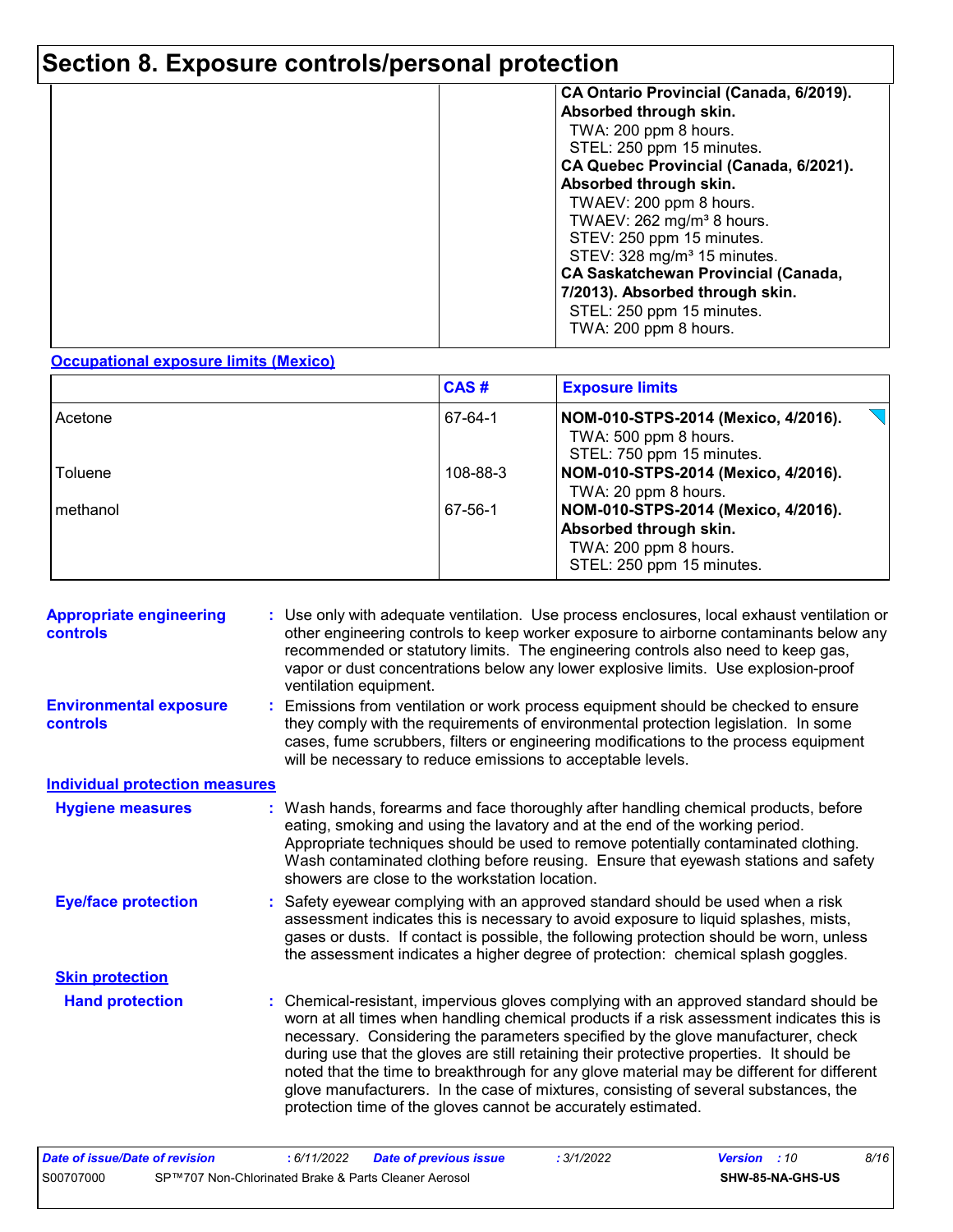# Section 8. Exposure controls/personal protection

| | | |
|---|---|---|
| | | **CA Ontario Provincial (Canada, 6/2019). Absorbed through skin.**<br>TWA: 200 ppm 8 hours.<br>STEL: 250 ppm 15 minutes.<br>**CA Quebec Provincial (Canada, 6/2021). Absorbed through skin.**<br>TWAEV: 200 ppm 8 hours.<br>TWAEV: 262 mg/m³ 8 hours.<br>STEV: 250 ppm 15 minutes.<br>STEV: 328 mg/m³ 15 minutes.<br>**CA Saskatchewan Provincial (Canada, 7/2013). Absorbed through skin.**<br>STEL: 250 ppm 15 minutes.<br>TWA: 200 ppm 8 hours. |

**Occupational exposure limits (Mexico)**

| | CAS # | Exposure limits |
|---|---|---|
| Acetone | 67-64-1 | **NOM-010-STPS-2014 (Mexico, 4/2016).**<br>TWA: 500 ppm 8 hours.<br>STEL: 750 ppm 15 minutes. |
| Toluene | 108-88-3 | **NOM-010-STPS-2014 (Mexico, 4/2016).**<br>TWA: 20 ppm 8 hours. |
| methanol | 67-56-1 | **NOM-010-STPS-2014 (Mexico, 4/2016). Absorbed through skin.**<br>TWA: 200 ppm 8 hours.<br>STEL: 250 ppm 15 minutes. |

**Appropriate engineering controls** : Use only with adequate ventilation. Use process enclosures, local exhaust ventilation or other engineering controls to keep worker exposure to airborne contaminants below any recommended or statutory limits. The engineering controls also need to keep gas, vapor or dust concentrations below any lower explosive limits. Use explosion-proof ventilation equipment.

**Environmental exposure controls** : Emissions from ventilation or work process equipment should be checked to ensure they comply with the requirements of environmental protection legislation. In some cases, fume scrubbers, filters or engineering modifications to the process equipment will be necessary to reduce emissions to acceptable levels.

**Individual protection measures**

**Hygiene measures** : Wash hands, forearms and face thoroughly after handling chemical products, before eating, smoking and using the lavatory and at the end of the working period. Appropriate techniques should be used to remove potentially contaminated clothing. Wash contaminated clothing before reusing. Ensure that eyewash stations and safety showers are close to the workstation location.

**Eye/face protection** : Safety eyewear complying with an approved standard should be used when a risk assessment indicates this is necessary to avoid exposure to liquid splashes, mists, gases or dusts. If contact is possible, the following protection should be worn, unless the assessment indicates a higher degree of protection: chemical splash goggles.

**Skin protection**

**Hand protection** : Chemical-resistant, impervious gloves complying with an approved standard should be worn at all times when handling chemical products if a risk assessment indicates this is necessary. Considering the parameters specified by the glove manufacturer, check during use that the gloves are still retaining their protective properties. It should be noted that the time to breakthrough for any glove material may be different for different glove manufacturers. In the case of mixtures, consisting of several substances, the protection time of the gloves cannot be accurately estimated.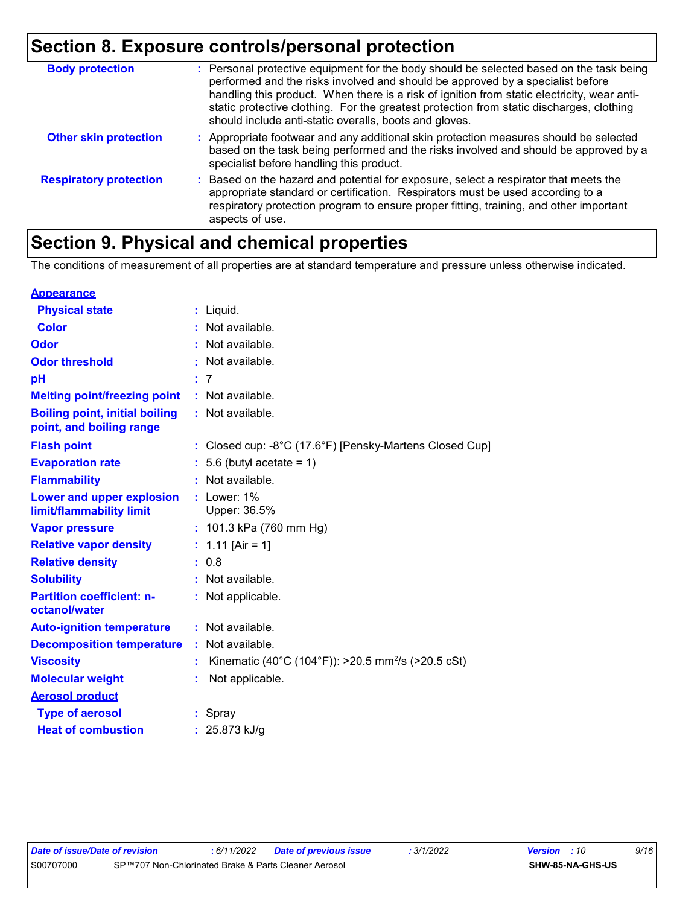## Section 8. Exposure controls/personal protection

| | |
|---|---|
| **Body protection** | : Personal protective equipment for the body should be selected based on the task being performed and the risks involved and should be approved by a specialist before handling this product. When there is a risk of ignition from static electricity, wear anti-static protective clothing. For the greatest protection from static discharges, clothing should include anti-static overalls, boots and gloves. |
| **Other skin protection** | : Appropriate footwear and any additional skin protection measures should be selected based on the task being performed and the risks involved and should be approved by a specialist before handling this product. |
| **Respiratory protection** | : Based on the hazard and potential for exposure, select a respirator that meets the appropriate standard or certification. Respirators must be used according to a respiratory protection program to ensure proper fitting, training, and other important aspects of use. |

## Section 9. Physical and chemical properties

The conditions of measurement of all properties are at standard temperature and pressure unless otherwise indicated.

**Appearance**

| | |
|---|---|
| **Physical state** | : Liquid. |
| **Color** | : Not available. |
| **Odor** | : Not available. |
| **Odor threshold** | : Not available. |
| **pH** | : 7 |
| **Melting point/freezing point** | : Not available. |
| **Boiling point, initial boiling point, and boiling range** | : Not available. |
| **Flash point** | : Closed cup: -8°C (17.6°F) [Pensky-Martens Closed Cup] |
| **Evaporation rate** | : 5.6 (butyl acetate = 1) |
| **Flammability** | : Not available. |
| **Lower and upper explosion limit/flammability limit** | : Lower: 1%<br>Upper: 36.5% |
| **Vapor pressure** | : 101.3 kPa (760 mm Hg) |
| **Relative vapor density** | : 1.11 [Air = 1] |
| **Relative density** | : 0.8 |
| **Solubility** | : Not available. |
| **Partition coefficient: n-octanol/water** | : Not applicable. |
| **Auto-ignition temperature** | : Not available. |
| **Decomposition temperature** | : Not available. |
| **Viscosity** | : Kinematic (40°C (104°F)): >20.5 $mm^2/s$ (>20.5 cSt) |
| **Molecular weight** | : Not applicable. |

**Aerosol product**

| | |
|---|---|
| **Type of aerosol** | : Spray |
| **Heat of combustion** | : 25.873 kJ/g |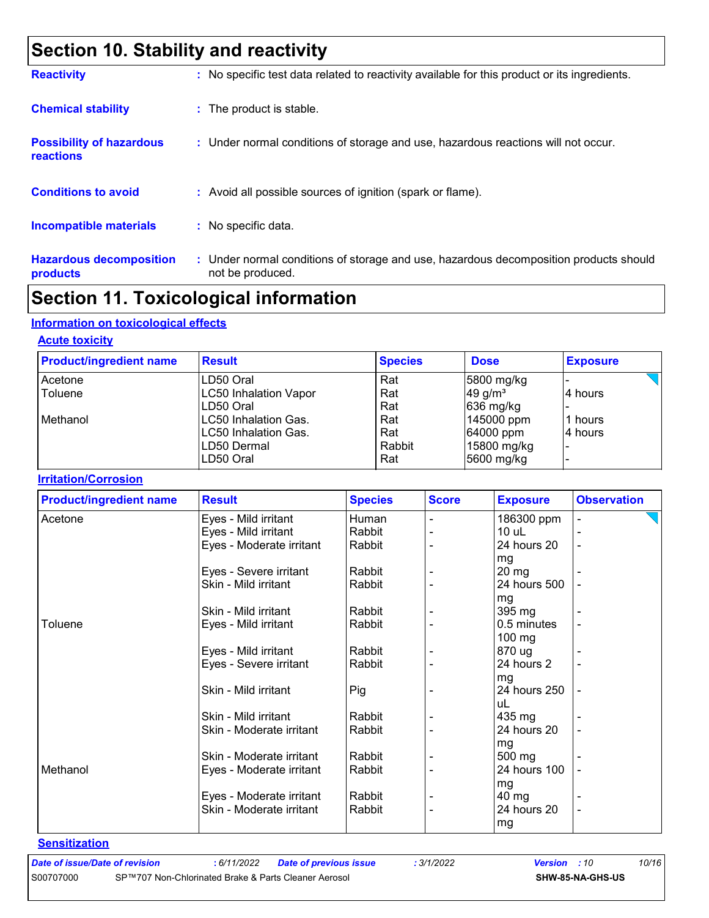# Section 10. Stability and reactivity

**Reactivity** : No specific test data related to reactivity available for this product or its ingredients.

**Chemical stability** : The product is stable.

**Possibility of hazardous reactions** : Under normal conditions of storage and use, hazardous reactions will not occur.

**Conditions to avoid** : Avoid all possible sources of ignition (spark or flame).

**Incompatible materials** : No specific data.

**Hazardous decomposition products** : Under normal conditions of storage and use, hazardous decomposition products should not be produced.

# Section 11. Toxicological information

## Information on toxicological effects

### Acute toxicity

| Product/ingredient name | Result | Species | Dose | Exposure |
|---|---|---|---|---|
| Acetone | LD50 Oral | Rat | 5800 mg/kg | - |
| Toluene | LC50 Inhalation Vapor | Rat | 49 g/m³ | 4 hours |
| | LD50 Oral | Rat | 636 mg/kg | - |
| Methanol | LC50 Inhalation Gas. | Rat | 145000 ppm | 1 hours |
| | LC50 Inhalation Gas. | Rat | 64000 ppm | 4 hours |
| | LD50 Dermal | Rabbit | 15800 mg/kg | - |
| | LD50 Oral | Rat | 5600 mg/kg | - |

### Irritation/Corrosion

| Product/ingredient name | Result | Species | Score | Exposure | Observation |
|---|---|---|---|---|---|
| Acetone | Eyes - Mild irritant | Human | - | 186300 ppm | - |
| | Eyes - Mild irritant | Rabbit | - | 10 uL | - |
| | Eyes - Moderate irritant | Rabbit | - | 24 hours 20 mg | - |
| | Eyes - Severe irritant | Rabbit | - | 20 mg | - |
| | Skin - Mild irritant | Rabbit | - | 24 hours 500 mg | - |
| | Skin - Mild irritant | Rabbit | - | 395 mg | - |
| Toluene | Eyes - Mild irritant | Rabbit | - | 0.5 minutes 100 mg | - |
| | Eyes - Mild irritant | Rabbit | - | 870 ug | - |
| | Eyes - Severe irritant | Rabbit | - | 24 hours 2 mg | - |
| | Skin - Mild irritant | Pig | - | 24 hours 250 uL | - |
| | Skin - Mild irritant | Rabbit | - | 435 mg | - |
| | Skin - Moderate irritant | Rabbit | - | 24 hours 20 mg | - |
| | Skin - Moderate irritant | Rabbit | - | 500 mg | - |
| Methanol | Eyes - Moderate irritant | Rabbit | - | 24 hours 100 mg | - |
| | Eyes - Moderate irritant | Rabbit | - | 40 mg | - |
| | Skin - Moderate irritant | Rabbit | - | 24 hours 20 mg | - |

### Sensitization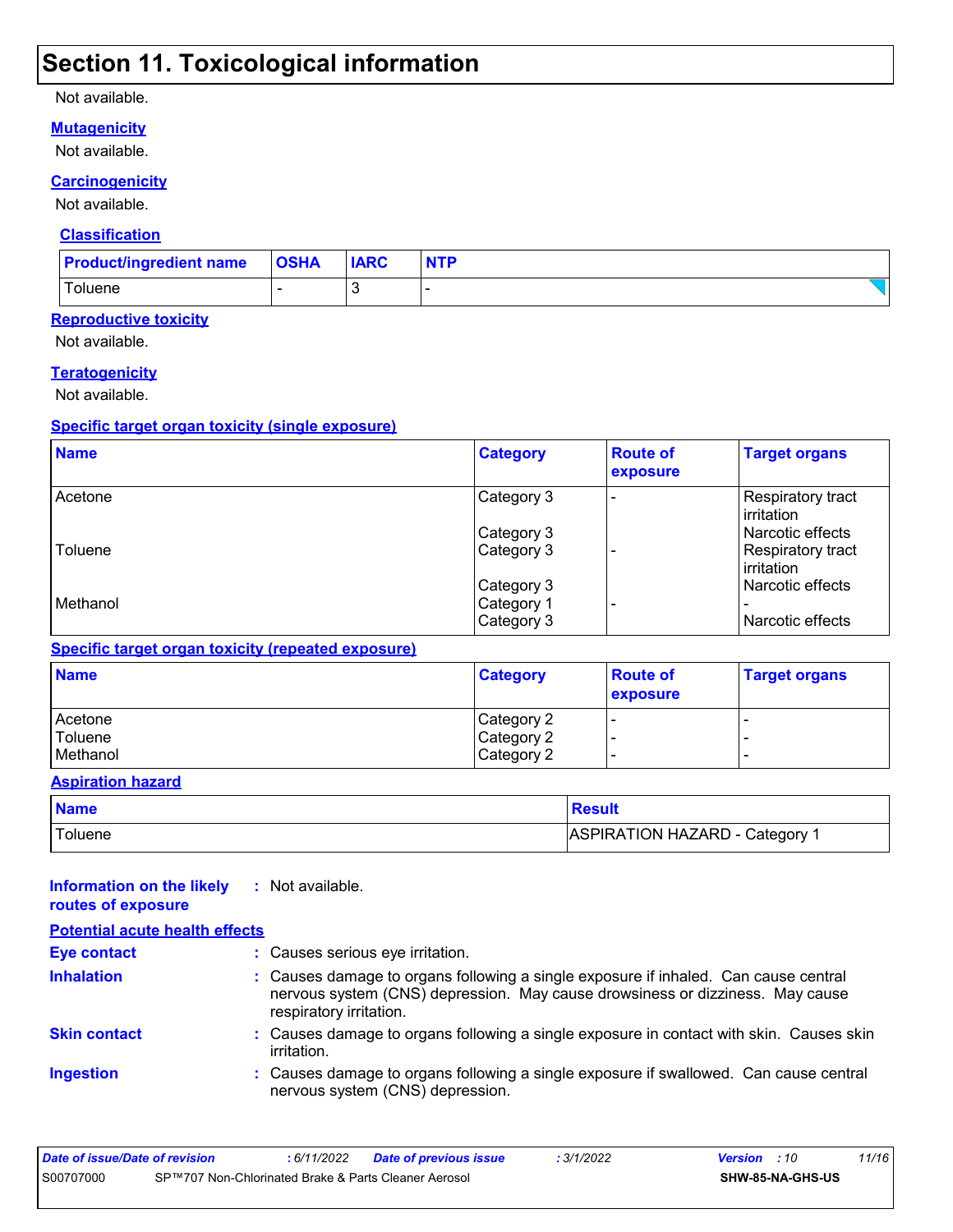# Section 11. Toxicological information

Not available.

### Mutagenicity

Not available.

### Carcinogenicity

Not available.

#### Classification

| Product/ingredient name | OSHA | IARC | NTP |
|---|---|---|---|
| Toluene | - | 3 | - |

### Reproductive toxicity

Not available.

### Teratogenicity

Not available.

### Specific target organ toxicity (single exposure)

| Name | Category | Route of exposure | Target organs |
|---|---|---|---|
| Acetone | Category 3 | - | Respiratory tract irritation |
| | Category 3 | | Narcotic effects |
| Toluene | Category 3 | - | Respiratory tract irritation |
| | Category 3 | | Narcotic effects |
| Methanol | Category 1 | - | - |
| | Category 3 | | Narcotic effects |

### Specific target organ toxicity (repeated exposure)

| Name | Category | Route of exposure | Target organs |
|---|---|---|---|
| Acetone | Category 2 | - | - |
| Toluene | Category 2 | - | - |
| Methanol | Category 2 | - | - |

### Aspiration hazard

| Name | Result |
|---|---|
| Toluene | ASPIRATION HAZARD - Category 1 |

**Information on the likely routes of exposure** : Not available.

### Potential acute health effects

**Eye contact** : Causes serious eye irritation.

**Inhalation** : Causes damage to organs following a single exposure if inhaled. Can cause central nervous system (CNS) depression. May cause drowsiness or dizziness. May cause respiratory irritation.

**Skin contact** : Causes damage to organs following a single exposure in contact with skin. Causes skin irritation.

**Ingestion** : Causes damage to organs following a single exposure if swallowed. Can cause central nervous system (CNS) depression.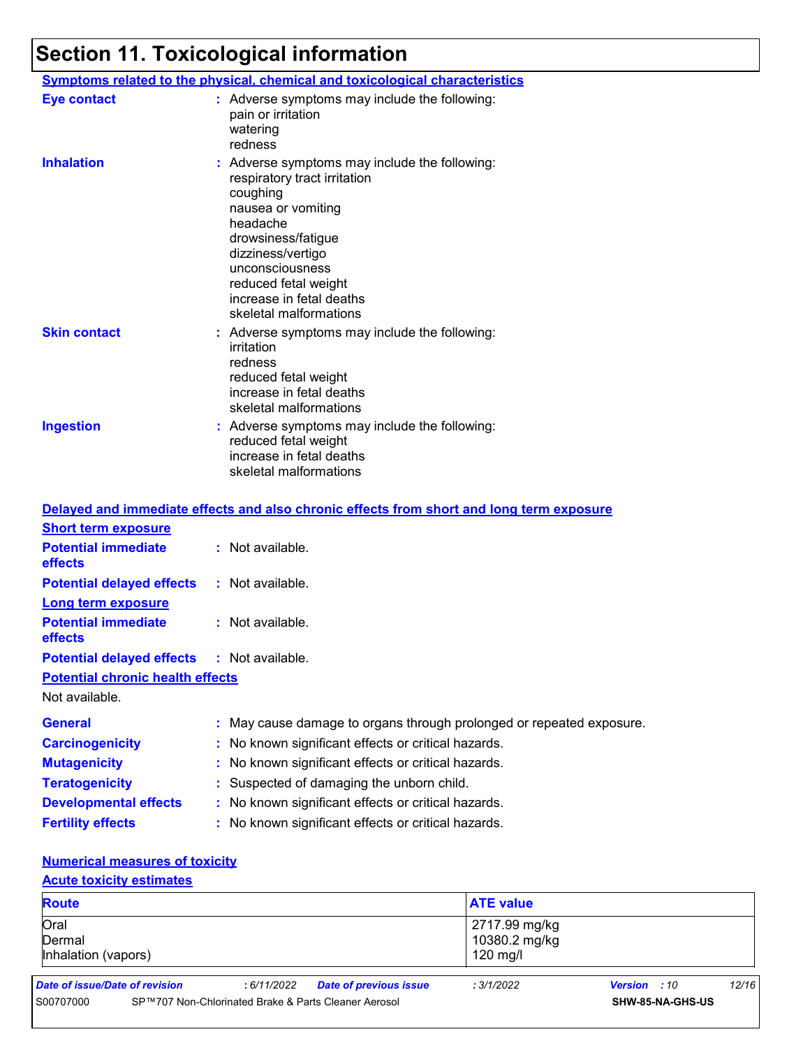# Section 11. Toxicological information

**Symptoms related to the physical, chemical and toxicological characteristics**

**Eye contact** : Adverse symptoms may include the following:
pain or irritation
watering
redness

**Inhalation** : Adverse symptoms may include the following:
respiratory tract irritation
coughing
nausea or vomiting
headache
drowsiness/fatigue
dizziness/vertigo
unconsciousness
reduced fetal weight
increase in fetal deaths
skeletal malformations

**Skin contact** : Adverse symptoms may include the following:
irritation
redness
reduced fetal weight
increase in fetal deaths
skeletal malformations

**Ingestion** : Adverse symptoms may include the following:
reduced fetal weight
increase in fetal deaths
skeletal malformations

**Delayed and immediate effects and also chronic effects from short and long term exposure**

**Short term exposure**

**Potential immediate effects** : Not available.

**Potential delayed effects** : Not available.

**Long term exposure**

**Potential immediate effects** : Not available.

**Potential delayed effects** : Not available.

**Potential chronic health effects**

Not available.

**General** : May cause damage to organs through prolonged or repeated exposure.

**Carcinogenicity** : No known significant effects or critical hazards.

**Mutagenicity** : No known significant effects or critical hazards.

**Teratogenicity** : Suspected of damaging the unborn child.

**Developmental effects** : No known significant effects or critical hazards.

**Fertility effects** : No known significant effects or critical hazards.

**Numerical measures of toxicity**

**Acute toxicity estimates**

| Route | ATE value |
| --- | --- |
| Oral | 2717.99 mg/kg |
| Dermal | 10380.2 mg/kg |
| Inhalation (vapors) | 120 mg/l |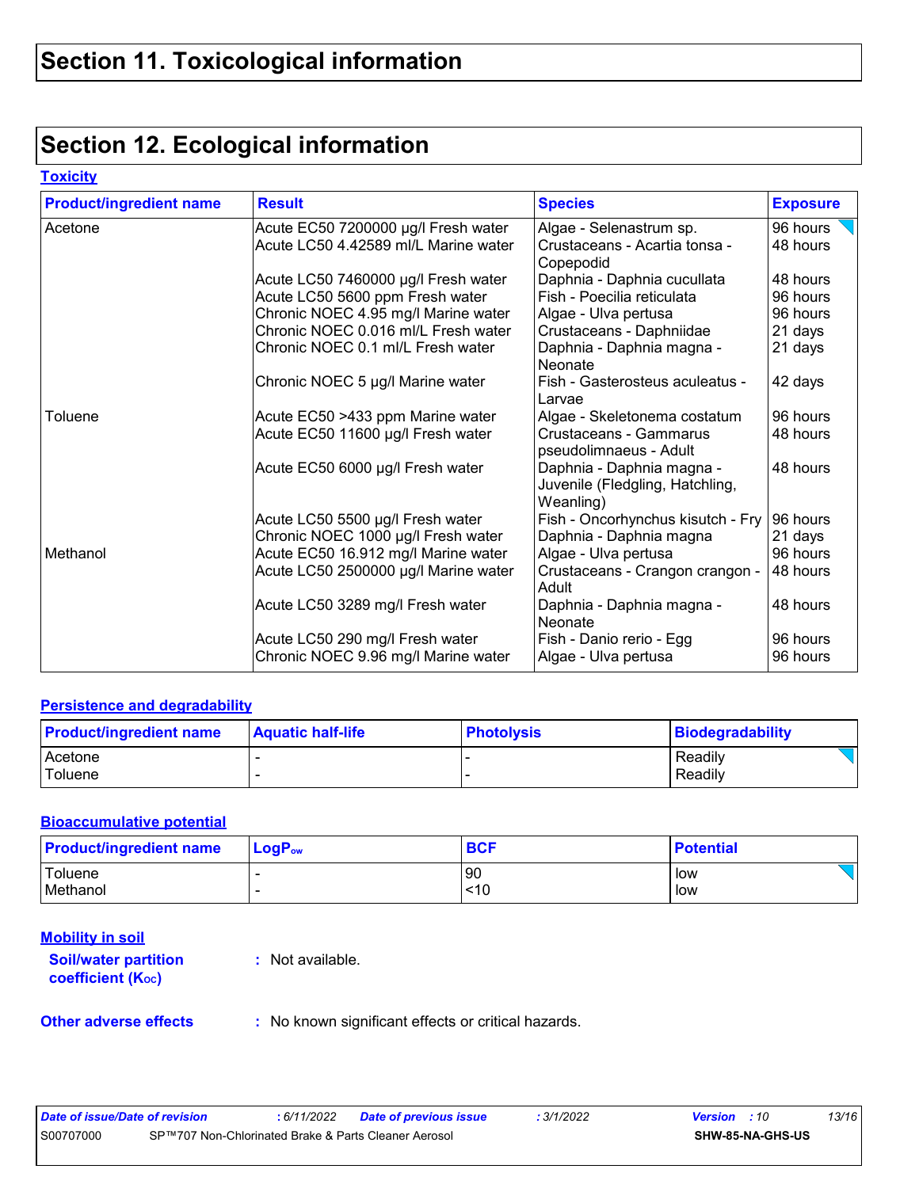# Section 11. Toxicological information

# Section 12. Ecological information

### Toxicity

| Product/ingredient name | Result | Species | Exposure |
|---|---|---|---|
| Acetone | Acute EC50 7200000 µg/l Fresh water | Algae - Selenastrum sp. | 96 hours |
| | Acute LC50 4.42589 ml/L Marine water | Crustaceans - Acartia tonsa - Copepodid | 48 hours |
| | Acute LC50 7460000 µg/l Fresh water | Daphnia - Daphnia cucullata | 48 hours |
| | Acute LC50 5600 ppm Fresh water | Fish - Poecilia reticulata | 96 hours |
| | Chronic NOEC 4.95 mg/l Marine water | Algae - Ulva pertusa | 96 hours |
| | Chronic NOEC 0.016 ml/L Fresh water | Crustaceans - Daphniidae | 21 days |
| | Chronic NOEC 0.1 ml/L Fresh water | Daphnia - Daphnia magna - Neonate | 21 days |
| | Chronic NOEC 5 µg/l Marine water | Fish - Gasterosteus aculeatus - Larvae | 42 days |
| Toluene | Acute EC50 >433 ppm Marine water | Algae - Skeletonema costatum | 96 hours |
| | Acute EC50 11600 µg/l Fresh water | Crustaceans - Gammarus pseudolimnaeus - Adult | 48 hours |
| | Acute EC50 6000 µg/l Fresh water | Daphnia - Daphnia magna - Juvenile (Fledgling, Hatchling, Weanling) | 48 hours |
| | Acute LC50 5500 µg/l Fresh water | Fish - Oncorhynchus kisutch - Fry | 96 hours |
| | Chronic NOEC 1000 µg/l Fresh water | Daphnia - Daphnia magna | 21 days |
| Methanol | Acute EC50 16.912 mg/l Marine water | Algae - Ulva pertusa | 96 hours |
| | Acute LC50 2500000 µg/l Marine water | Crustaceans - Crangon crangon - Adult | 48 hours |
| | Acute LC50 3289 mg/l Fresh water | Daphnia - Daphnia magna - Neonate | 48 hours |
| | Acute LC50 290 mg/l Fresh water | Fish - Danio rerio - Egg | 96 hours |
| | Chronic NOEC 9.96 mg/l Marine water | Algae - Ulva pertusa | 96 hours |

### Persistence and degradability

| Product/ingredient name | Aquatic half-life | Photolysis | Biodegradability |
|---|---|---|---|
| Acetone | - | - | Readily |
| Toluene | - | - | Readily |

### Bioaccumulative potential

| Product/ingredient name | $LogP_{ow}$ | BCF | Potential |
|---|---|---|---|
| Toluene | - | 90 | low |
| Methanol | - | <10 | low |

### Mobility in soil

**Soil/water partition coefficient ($K_{OC}$)** : Not available.

**Other adverse effects** : No known significant effects or critical hazards.

| Date of issue/Date of revision | : 6/11/2022 | Date of previous issue | : 3/1/2022 | Version : 10 |
|---|---|---|---|---|
| S00707000 | SP™707 Non-Chlorinated Brake & Parts Cleaner Aerosol | | | SHW-85-NA-GHS-US |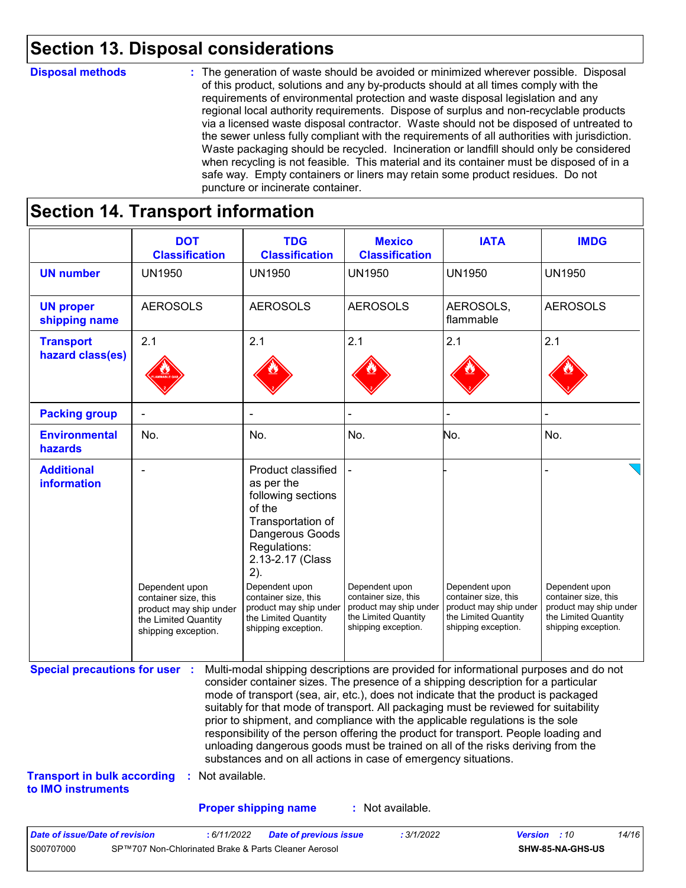## Section 13. Disposal considerations

**Disposal methods** : The generation of waste should be avoided or minimized wherever possible. Disposal of this product, solutions and any by-products should at all times comply with the requirements of environmental protection and waste disposal legislation and any regional local authority requirements. Dispose of surplus and non-recyclable products via a licensed waste disposal contractor. Waste should not be disposed of untreated to the sewer unless fully compliant with the requirements of all authorities with jurisdiction. Waste packaging should be recycled. Incineration or landfill should only be considered when recycling is not feasible. This material and its container must be disposed of in a safe way. Empty containers or liners may retain some product residues. Do not puncture or incinerate container.

## Section 14. Transport information

| | DOT Classification | TDG Classification | Mexico Classification | IATA | IMDG |
|---|---|---|---|---|---|
| **UN number** | UN1950 | UN1950 | UN1950 | UN1950 | UN1950 |
| **UN proper shipping name** | AEROSOLS | AEROSOLS | AEROSOLS | AEROSOLS, flammable | AEROSOLS |
| **Transport hazard class(es)** | 2.1 | 2.1 | 2.1 | 2.1 | 2.1 |
| **Packing group** | - | - | - | - | - |
| **Environmental hazards** | No. | No. | No. | No. | No. |
| **Additional information** | - Dependent upon container size, this product may ship under the Limited Quantity shipping exception. | Product classified as per the following sections of the Transportation of Dangerous Goods Regulations: 2.13-2.17 (Class 2). Dependent upon container size, this product may ship under the Limited Quantity shipping exception. | - Dependent upon container size, this product may ship under the Limited Quantity shipping exception. | - Dependent upon container size, this product may ship under the Limited Quantity shipping exception. | - Dependent upon container size, this product may ship under the Limited Quantity shipping exception. |

**Special precautions for user** : Multi-modal shipping descriptions are provided for informational purposes and do not consider container sizes. The presence of a shipping description for a particular mode of transport (sea, air, etc.), does not indicate that the product is packaged suitably for that mode of transport. All packaging must be reviewed for suitability prior to shipment, and compliance with the applicable regulations is the sole responsibility of the person offering the product for transport. People loading and unloading dangerous goods must be trained on all of the risks deriving from the substances and on all actions in case of emergency situations.

**Transport in bulk according to IMO instruments** : Not available.

**Proper shipping name** : Not available.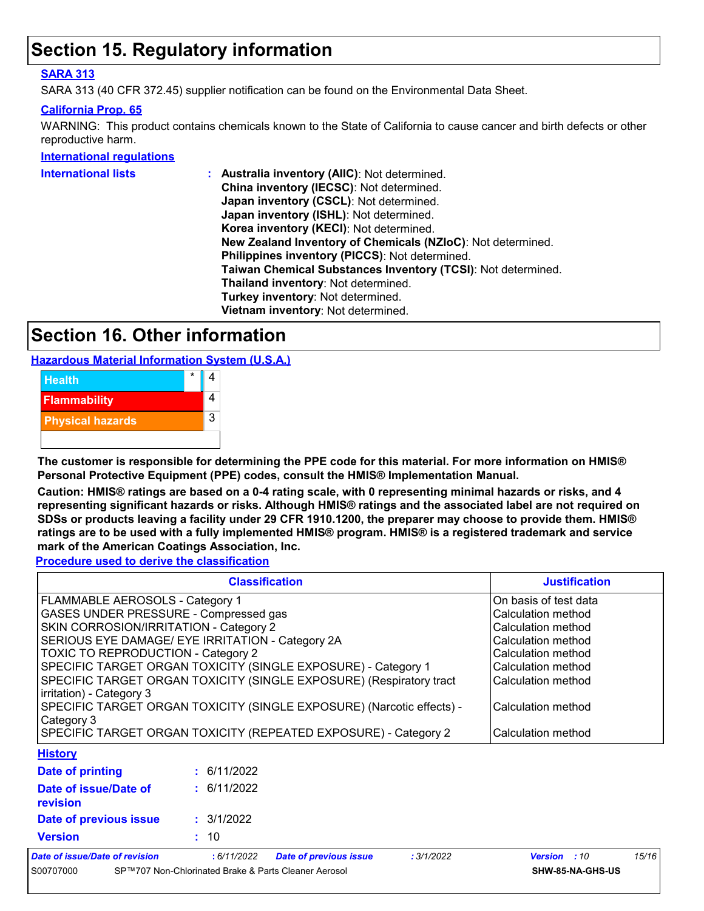# Section 15. Regulatory information

**SARA 313**

SARA 313 (40 CFR 372.45) supplier notification can be found on the Environmental Data Sheet.

**California Prop. 65**

WARNING: This product contains chemicals known to the State of California to cause cancer and birth defects or other reproductive harm.

**International regulations**

**International lists** :
- **Australia inventory (AIIC)**: Not determined.
- **China inventory (IECSC)**: Not determined.
- **Japan inventory (CSCL)**: Not determined.
- **Japan inventory (ISHL)**: Not determined.
- **Korea inventory (KECI)**: Not determined.
- **New Zealand Inventory of Chemicals (NZIoC)**: Not determined.
- **Philippines inventory (PICCS)**: Not determined.
- **Taiwan Chemical Substances Inventory (TCSI)**: Not determined.
- **Thailand inventory**: Not determined.
- **Turkey inventory**: Not determined.
- **Vietnam inventory**: Not determined.

# Section 16. Other information

**Hazardous Material Information System (U.S.A.)**

| | | |
|---|---|---|
| Health | * | 4 |
| Flammability | | 4 |
| Physical hazards | | 3 |
| | | |

**The customer is responsible for determining the PPE code for this material. For more information on HMIS® Personal Protective Equipment (PPE) codes, consult the HMIS® Implementation Manual.**

**Caution: HMIS® ratings are based on a 0-4 rating scale, with 0 representing minimal hazards or risks, and 4 representing significant hazards or risks. Although HMIS® ratings and the associated label are not required on SDSs or products leaving a facility under 29 CFR 1910.1200, the preparer may choose to provide them. HMIS® ratings are to be used with a fully implemented HMIS® program. HMIS® is a registered trademark and service mark of the American Coatings Association, Inc.**

**Procedure used to derive the classification**

| Classification | Justification |
|---|---|
| FLAMMABLE AEROSOLS - Category 1 | On basis of test data |
| GASES UNDER PRESSURE - Compressed gas | Calculation method |
| SKIN CORROSION/IRRITATION - Category 2 | Calculation method |
| SERIOUS EYE DAMAGE/ EYE IRRITATION - Category 2A | Calculation method |
| TOXIC TO REPRODUCTION - Category 2 | Calculation method |
| SPECIFIC TARGET ORGAN TOXICITY (SINGLE EXPOSURE) - Category 1 | Calculation method |
| SPECIFIC TARGET ORGAN TOXICITY (SINGLE EXPOSURE) (Respiratory tract irritation) - Category 3 | Calculation method |
| SPECIFIC TARGET ORGAN TOXICITY (SINGLE EXPOSURE) (Narcotic effects) - Category 3 | Calculation method |
| SPECIFIC TARGET ORGAN TOXICITY (REPEATED EXPOSURE) - Category 2 | Calculation method |

**History**

**Date of printing** : 6/11/2022

**Date of issue/Date of revision** : 6/11/2022

**Date of previous issue** : 3/1/2022

**Version** : 10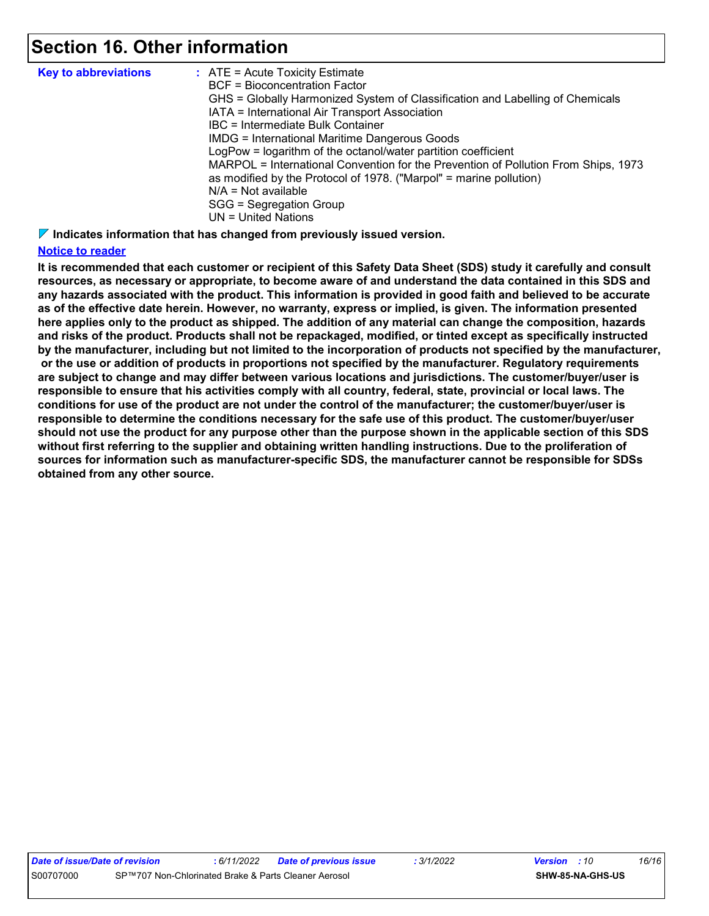## Section 16. Other information

**Key to abbreviations** : ATE = Acute Toxicity Estimate
BCF = Bioconcentration Factor
GHS = Globally Harmonized System of Classification and Labelling of Chemicals
IATA = International Air Transport Association
IBC = Intermediate Bulk Container
IMDG = International Maritime Dangerous Goods
LogPow = logarithm of the octanol/water partition coefficient
MARPOL = International Convention for the Prevention of Pollution From Ships, 1973 as modified by the Protocol of 1978. ("Marpol" = marine pollution)
N/A = Not available
SGG = Segregation Group
UN = United Nations

**Indicates information that has changed from previously issued version.**

**Notice to reader**

**It is recommended that each customer or recipient of this Safety Data Sheet (SDS) study it carefully and consult resources, as necessary or appropriate, to become aware of and understand the data contained in this SDS and any hazards associated with the product. This information is provided in good faith and believed to be accurate as of the effective date herein. However, no warranty, express or implied, is given. The information presented here applies only to the product as shipped. The addition of any material can change the composition, hazards and risks of the product. Products shall not be repackaged, modified, or tinted except as specifically instructed by the manufacturer, including but not limited to the incorporation of products not specified by the manufacturer, or the use or addition of products in proportions not specified by the manufacturer. Regulatory requirements are subject to change and may differ between various locations and jurisdictions. The customer/buyer/user is responsible to ensure that his activities comply with all country, federal, state, provincial or local laws. The conditions for use of the product are not under the control of the manufacturer; the customer/buyer/user is responsible to determine the conditions necessary for the safe use of this product. The customer/buyer/user should not use the product for any purpose other than the purpose shown in the applicable section of this SDS without first referring to the supplier and obtaining written handling instructions. Due to the proliferation of sources for information such as manufacturer-specific SDS, the manufacturer cannot be responsible for SDSs obtained from any other source.**